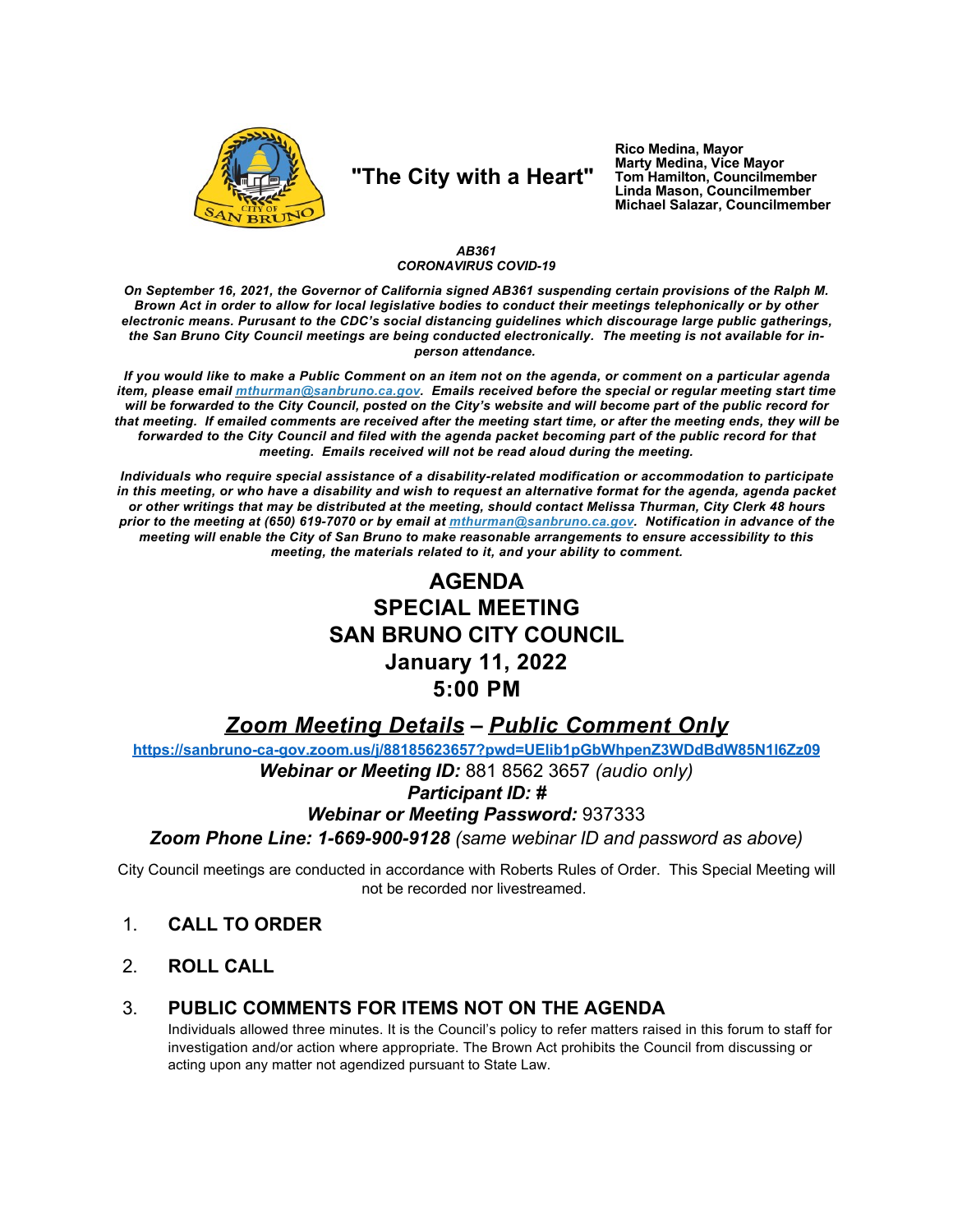"The City with a Heart"

**Rico Medina, Mayor**
**Marty Medina, Vice Mayor**
**Tom Hamilton, Councilmember**
**Linda Mason, Councilmember**
**Michael Salazar, Councilmember**

***AB361***
***CORONAVIRUS COVID-19***

***On September 16, 2021, the Governor of California signed AB361 suspending certain provisions of the Ralph M. Brown Act in order to allow for local legislative bodies to conduct their meetings telephonically or by other electronic means. Pursuant to the CDC's social distancing guidelines which discourage large public gatherings, the San Bruno City Council meetings are being conducted electronically. The meeting is not available for in-person attendance.***

***If you would like to make a Public Comment on an item not on the agenda, or comment on a particular agenda item, please email [mthurman@sanbruno.ca.gov](mailto:mthurman@sanbruno.ca.gov). Emails received before the special or regular meeting start time will be forwarded to the City Council, posted on the City's website and will become part of the public record for that meeting. If emailed comments are received after the meeting start time, or after the meeting ends, they will be forwarded to the City Council and filed with the agenda packet becoming part of the public record for that meeting. Emails received will not be read aloud during the meeting.***

***Individuals who require special assistance of a disability-related modification or accommodation to participate in this meeting, or who have a disability and wish to request an alternative format for the agenda, agenda packet or other writings that may be distributed at the meeting, should contact Melissa Thurman, City Clerk 48 hours prior to the meeting at (650) 619-7070 or by email at [mthurman@sanbruno.ca.gov](mailto:mthurman@sanbruno.ca.gov). Notification in advance of the meeting will enable the City of San Bruno to make reasonable arrangements to ensure accessibility to this meeting, the materials related to it, and your ability to comment.***

# AGENDA
# SPECIAL MEETING
# SAN BRUNO CITY COUNCIL
# January 11, 2022
# 5:00 PM

## *Zoom Meeting Details – Public Comment Only*

**[https://sanbruno-ca-gov.zoom.us/j/88185623657?pwd=UElib1pGbWhpenZ3WDdBdW85N1l6Zz09](https://sanbruno-ca-gov.zoom.us/j/88185623657?pwd=UElib1pGbWhpenZ3WDdBdW85N1l6Zz09)**

***Webinar or Meeting ID:*** 881 8562 3657 *(audio only)*

***Participant ID: #***

***Webinar or Meeting Password:*** 937333

***Zoom Phone Line: 1-669-900-9128*** *(same webinar ID and password as above)*

City Council meetings are conducted in accordance with Roberts Rules of Order. This Special Meeting will not be recorded nor livestreamed.

1. **CALL TO ORDER**

2. **ROLL CALL**

3. **PUBLIC COMMENTS FOR ITEMS NOT ON THE AGENDA**
   Individuals allowed three minutes. It is the Council's policy to refer matters raised in this forum to staff for investigation and/or action where appropriate. The Brown Act prohibits the Council from discussing or acting upon any matter not agendized pursuant to State Law.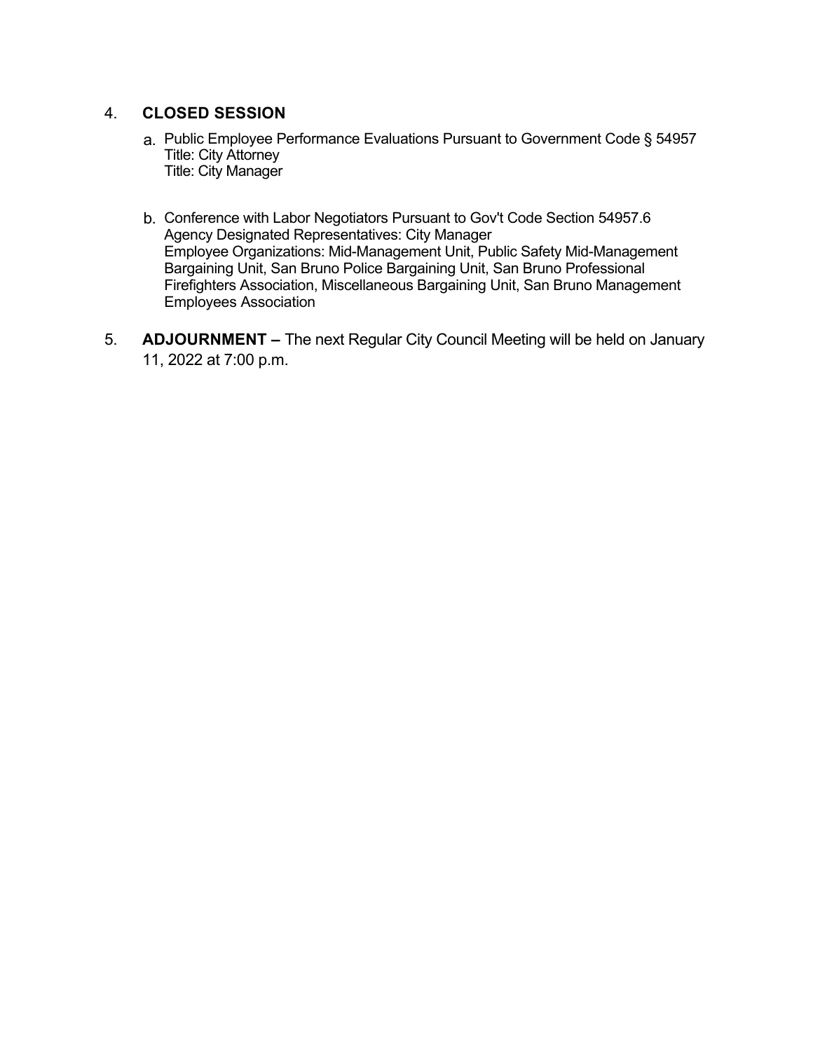4. **CLOSED SESSION**

   a. Public Employee Performance Evaluations Pursuant to Government Code § 54957
   Title: City Attorney
   Title: City Manager

   b. Conference with Labor Negotiators Pursuant to Gov't Code Section 54957.6
   Agency Designated Representatives: City Manager
   Employee Organizations: Mid-Management Unit, Public Safety Mid-Management Bargaining Unit, San Bruno Police Bargaining Unit, San Bruno Professional Firefighters Association, Miscellaneous Bargaining Unit, San Bruno Management Employees Association

5. **ADJOURNMENT –** The next Regular City Council Meeting will be held on January 11, 2022 at 7:00 p.m.